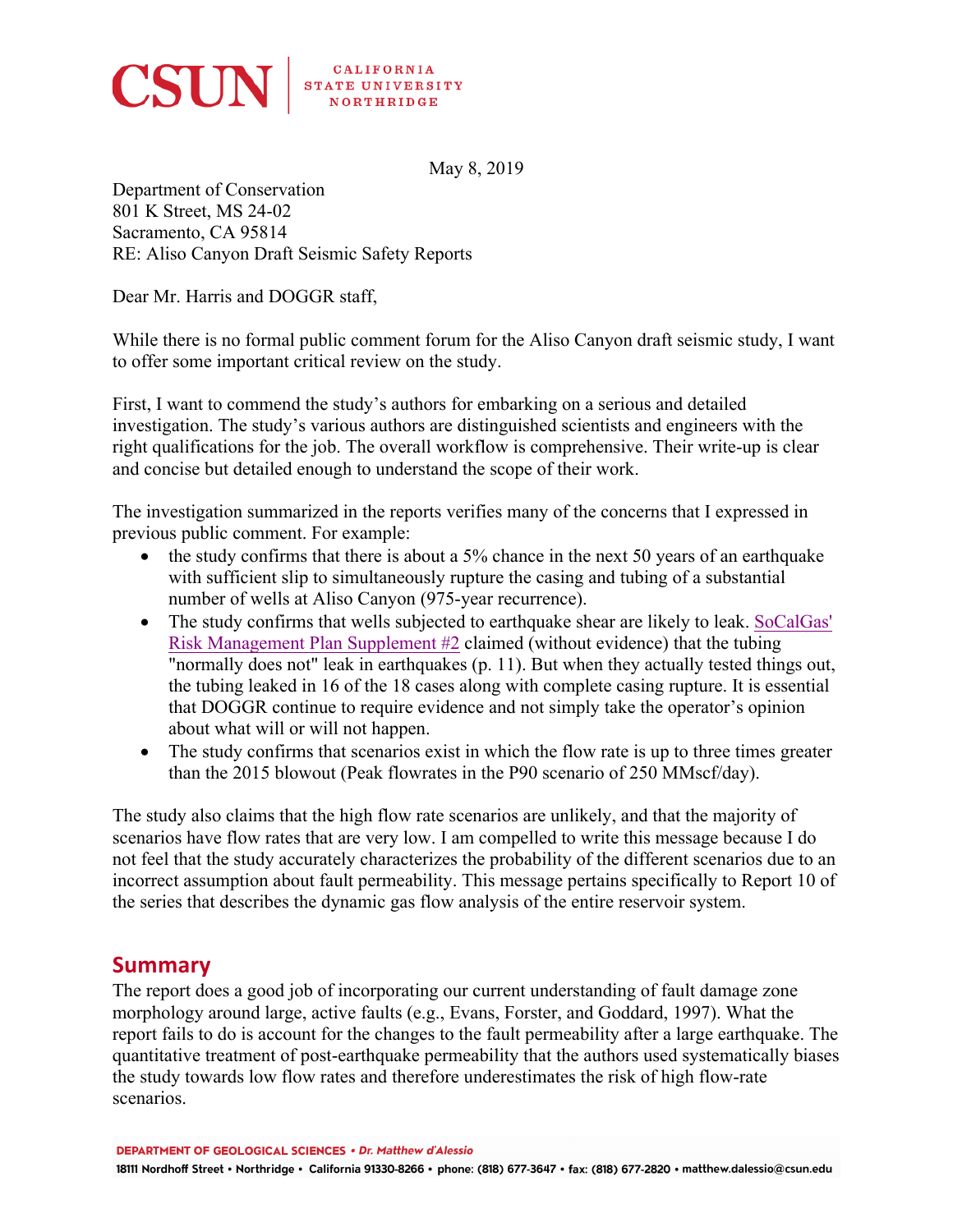CSUN | CALIFORNIA STATE UNIVERSITY NORTHRIDGE

May 8, 2019

Department of Conservation
801 K Street, MS 24-02
Sacramento, CA 95814
RE: Aliso Canyon Draft Seismic Safety Reports

Dear Mr. Harris and DOGGR staff,

While there is no formal public comment forum for the Aliso Canyon draft seismic study, I want to offer some important critical review on the study.

First, I want to commend the study's authors for embarking on a serious and detailed investigation. The study's various authors are distinguished scientists and engineers with the right qualifications for the job. The overall workflow is comprehensive. Their write-up is clear and concise but detailed enough to understand the scope of their work.

The investigation summarized in the reports verifies many of the concerns that I expressed in previous public comment. For example:

- the study confirms that there is about a 5% chance in the next 50 years of an earthquake with sufficient slip to simultaneously rupture the casing and tubing of a substantial number of wells at Aliso Canyon (975-year recurrence).
- The study confirms that wells subjected to earthquake shear are likely to leak. SoCalGas' Risk Management Plan Supplement #2 claimed (without evidence) that the tubing "normally does not" leak in earthquakes (p. 11). But when they actually tested things out, the tubing leaked in 16 of the 18 cases along with complete casing rupture. It is essential that DOGGR continue to require evidence and not simply take the operator's opinion about what will or will not happen.
- The study confirms that scenarios exist in which the flow rate is up to three times greater than the 2015 blowout (Peak flowrates in the P90 scenario of 250 MMscf/day).

The study also claims that the high flow rate scenarios are unlikely, and that the majority of scenarios have flow rates that are very low. I am compelled to write this message because I do not feel that the study accurately characterizes the probability of the different scenarios due to an incorrect assumption about fault permeability. This message pertains specifically to Report 10 of the series that describes the dynamic gas flow analysis of the entire reservoir system.

## Summary

The report does a good job of incorporating our current understanding of fault damage zone morphology around large, active faults (e.g., Evans, Forster, and Goddard, 1997). What the report fails to do is account for the changes to the fault permeability after a large earthquake. The quantitative treatment of post-earthquake permeability that the authors used systematically biases the study towards low flow rates and therefore underestimates the risk of high flow-rate scenarios.

DEPARTMENT OF GEOLOGICAL SCIENCES • *Dr. Matthew d'Alessio*
18111 Nordhoff Street • Northridge • California 91330-8266 • phone: (818) 677-3647 • fax: (818) 677-2820 • matthew.dalessio@csun.edu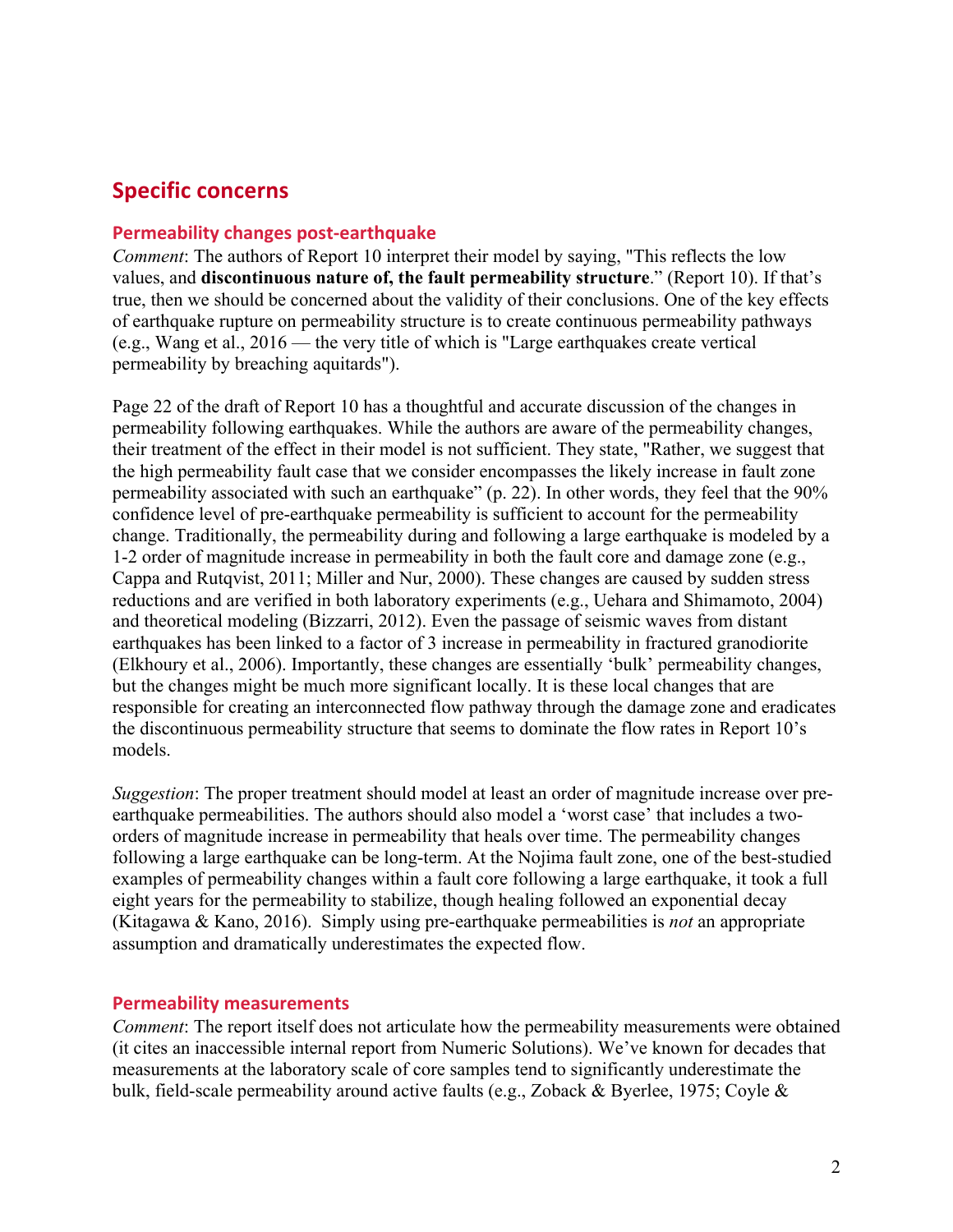## Specific concerns

### Permeability changes post-earthquake

*Comment*: The authors of Report 10 interpret their model by saying, "This reflects the low values, and **discontinuous nature of, the fault permeability structure**." (Report 10). If that's true, then we should be concerned about the validity of their conclusions. One of the key effects of earthquake rupture on permeability structure is to create continuous permeability pathways (e.g., Wang et al., 2016 — the very title of which is "Large earthquakes create vertical permeability by breaching aquitards").

Page 22 of the draft of Report 10 has a thoughtful and accurate discussion of the changes in permeability following earthquakes. While the authors are aware of the permeability changes, their treatment of the effect in their model is not sufficient. They state, "Rather, we suggest that the high permeability fault case that we consider encompasses the likely increase in fault zone permeability associated with such an earthquake" (p. 22). In other words, they feel that the 90% confidence level of pre-earthquake permeability is sufficient to account for the permeability change. Traditionally, the permeability during and following a large earthquake is modeled by a 1-2 order of magnitude increase in permeability in both the fault core and damage zone (e.g., Cappa and Rutqvist, 2011; Miller and Nur, 2000). These changes are caused by sudden stress reductions and are verified in both laboratory experiments (e.g., Uehara and Shimamoto, 2004) and theoretical modeling (Bizzarri, 2012). Even the passage of seismic waves from distant earthquakes has been linked to a factor of 3 increase in permeability in fractured granodiorite (Elkhoury et al., 2006). Importantly, these changes are essentially 'bulk' permeability changes, but the changes might be much more significant locally. It is these local changes that are responsible for creating an interconnected flow pathway through the damage zone and eradicates the discontinuous permeability structure that seems to dominate the flow rates in Report 10's models.

*Suggestion*: The proper treatment should model at least an order of magnitude increase over pre-earthquake permeabilities. The authors should also model a 'worst case' that includes a two-orders of magnitude increase in permeability that heals over time. The permeability changes following a large earthquake can be long-term. At the Nojima fault zone, one of the best-studied examples of permeability changes within a fault core following a large earthquake, it took a full eight years for the permeability to stabilize, though healing followed an exponential decay (Kitagawa & Kano, 2016). Simply using pre-earthquake permeabilities is *not* an appropriate assumption and dramatically underestimates the expected flow.

### Permeability measurements

*Comment*: The report itself does not articulate how the permeability measurements were obtained (it cites an inaccessible internal report from Numeric Solutions). We've known for decades that measurements at the laboratory scale of core samples tend to significantly underestimate the bulk, field-scale permeability around active faults (e.g., Zoback & Byerlee, 1975; Coyle &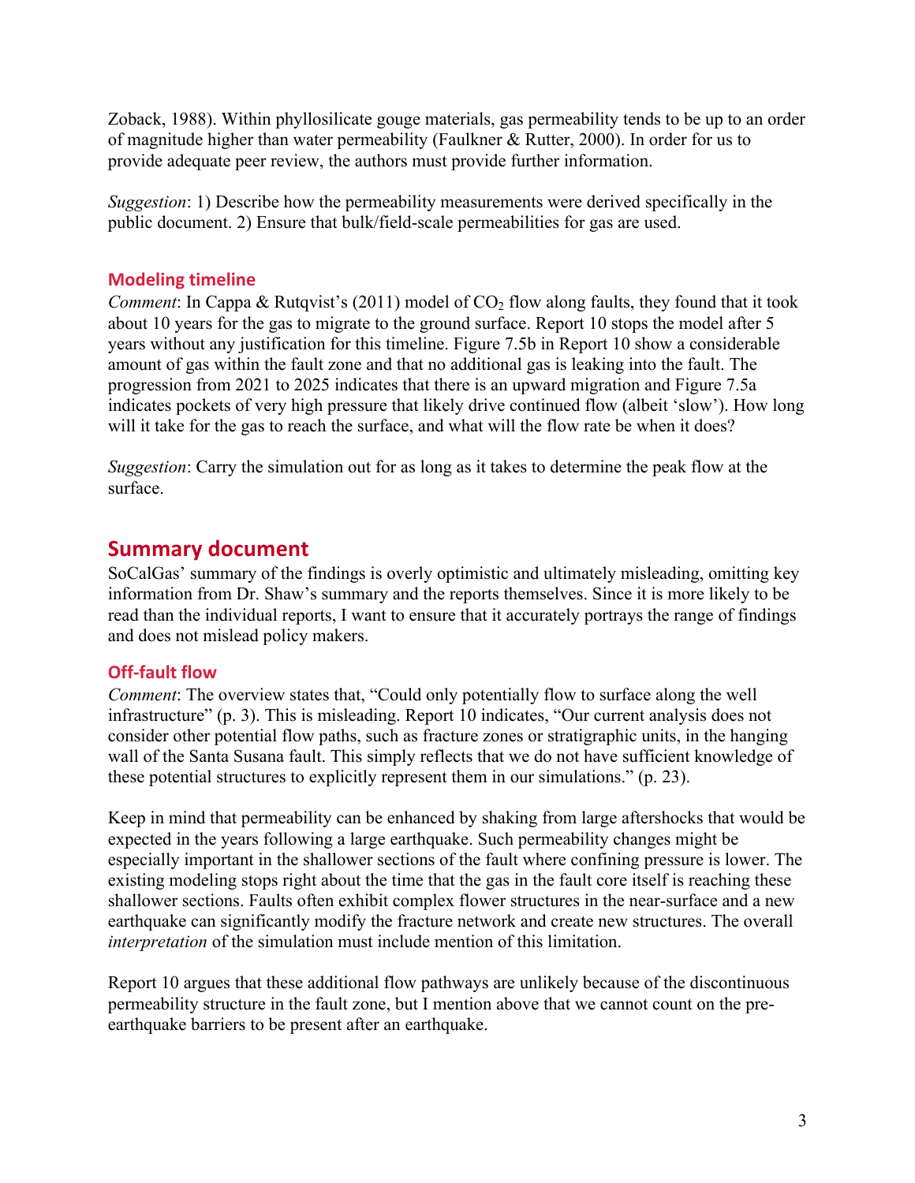Zoback, 1988). Within phyllosilicate gouge materials, gas permeability tends to be up to an order of magnitude higher than water permeability (Faulkner & Rutter, 2000). In order for us to provide adequate peer review, the authors must provide further information.

*Suggestion*: 1) Describe how the permeability measurements were derived specifically in the public document. 2) Ensure that bulk/field-scale permeabilities for gas are used.

### Modeling timeline

*Comment*: In Cappa & Rutqvist's (2011) model of $CO_2$ flow along faults, they found that it took about 10 years for the gas to migrate to the ground surface. Report 10 stops the model after 5 years without any justification for this timeline. Figure 7.5b in Report 10 show a considerable amount of gas within the fault zone and that no additional gas is leaking into the fault. The progression from 2021 to 2025 indicates that there is an upward migration and Figure 7.5a indicates pockets of very high pressure that likely drive continued flow (albeit 'slow'). How long will it take for the gas to reach the surface, and what will the flow rate be when it does?

*Suggestion*: Carry the simulation out for as long as it takes to determine the peak flow at the surface.

## Summary document

SoCalGas' summary of the findings is overly optimistic and ultimately misleading, omitting key information from Dr. Shaw's summary and the reports themselves. Since it is more likely to be read than the individual reports, I want to ensure that it accurately portrays the range of findings and does not mislead policy makers.

### Off-fault flow

*Comment*: The overview states that, "Could only potentially flow to surface along the well infrastructure" (p. 3). This is misleading. Report 10 indicates, "Our current analysis does not consider other potential flow paths, such as fracture zones or stratigraphic units, in the hanging wall of the Santa Susana fault. This simply reflects that we do not have sufficient knowledge of these potential structures to explicitly represent them in our simulations." (p. 23).

Keep in mind that permeability can be enhanced by shaking from large aftershocks that would be expected in the years following a large earthquake. Such permeability changes might be especially important in the shallower sections of the fault where confining pressure is lower. The existing modeling stops right about the time that the gas in the fault core itself is reaching these shallower sections. Faults often exhibit complex flower structures in the near-surface and a new earthquake can significantly modify the fracture network and create new structures. The overall *interpretation* of the simulation must include mention of this limitation.

Report 10 argues that these additional flow pathways are unlikely because of the discontinuous permeability structure in the fault zone, but I mention above that we cannot count on the pre-earthquake barriers to be present after an earthquake.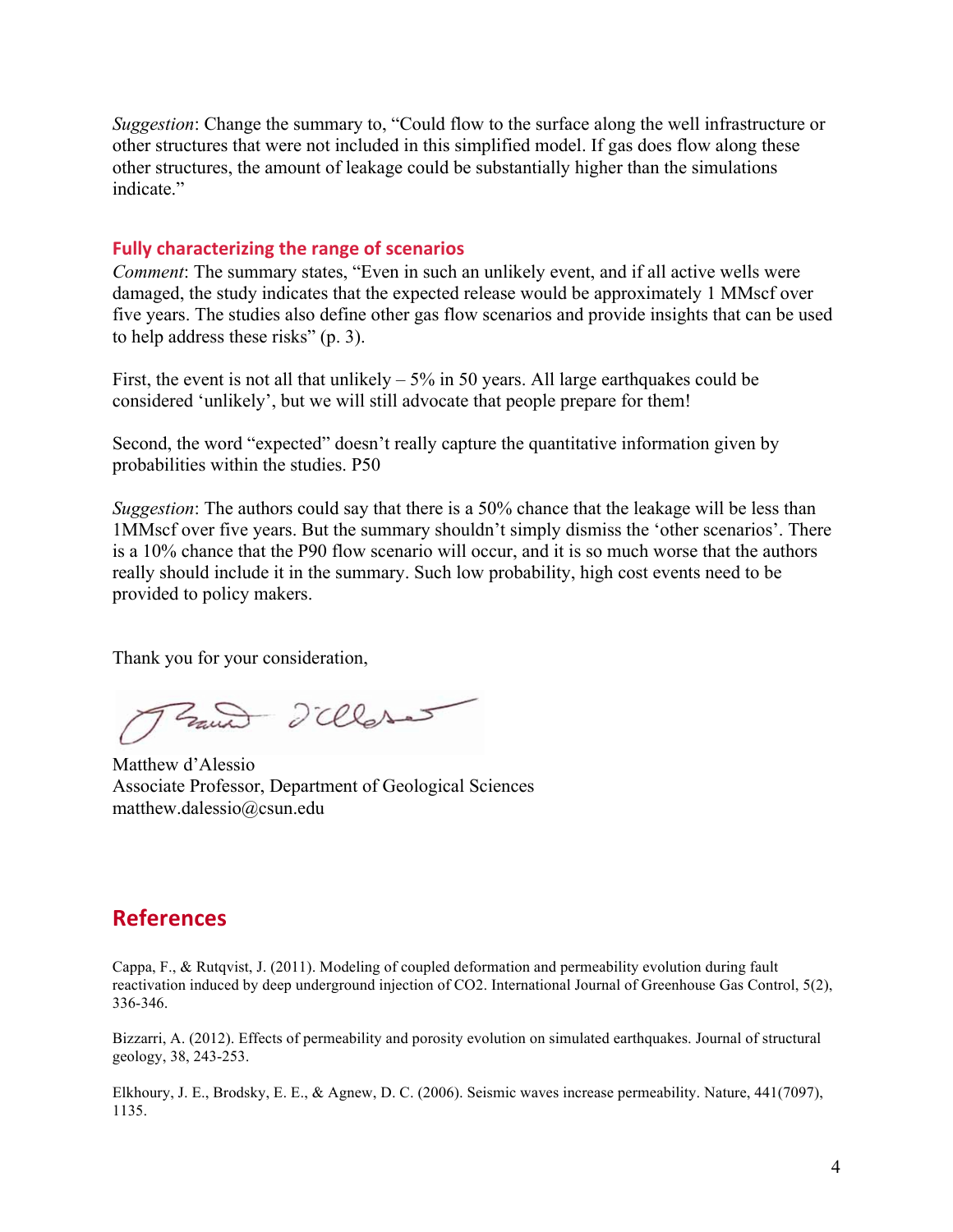*Suggestion*: Change the summary to, "Could flow to the surface along the well infrastructure or other structures that were not included in this simplified model. If gas does flow along these other structures, the amount of leakage could be substantially higher than the simulations indicate."

### Fully characterizing the range of scenarios

*Comment*: The summary states, "Even in such an unlikely event, and if all active wells were damaged, the study indicates that the expected release would be approximately 1 MMscf over five years. The studies also define other gas flow scenarios and provide insights that can be used to help address these risks" (p. 3).

First, the event is not all that unlikely – 5% in 50 years. All large earthquakes could be considered 'unlikely', but we will still advocate that people prepare for them!

Second, the word "expected" doesn't really capture the quantitative information given by probabilities within the studies. P50

*Suggestion*: The authors could say that there is a 50% chance that the leakage will be less than 1MMscf over five years. But the summary shouldn't simply dismiss the 'other scenarios'. There is a 10% chance that the P90 flow scenario will occur, and it is so much worse that the authors really should include it in the summary. Such low probability, high cost events need to be provided to policy makers.

Thank you for your consideration,

Matthew d'Alessio
Associate Professor, Department of Geological Sciences
matthew.dalessio@csun.edu

## References

Cappa, F., & Rutqvist, J. (2011). Modeling of coupled deformation and permeability evolution during fault reactivation induced by deep underground injection of CO2. International Journal of Greenhouse Gas Control, 5(2), 336-346.

Bizzarri, A. (2012). Effects of permeability and porosity evolution on simulated earthquakes. Journal of structural geology, 38, 243-253.

Elkhoury, J. E., Brodsky, E. E., & Agnew, D. C. (2006). Seismic waves increase permeability. Nature, 441(7097), 1135.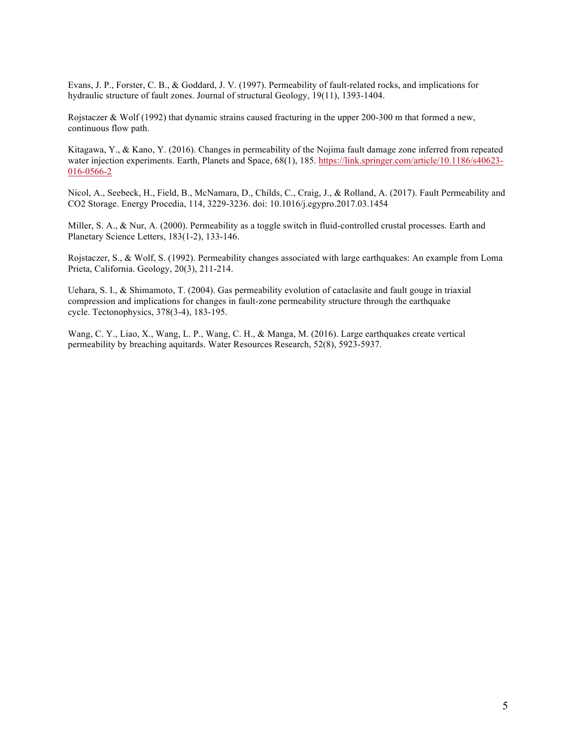Evans, J. P., Forster, C. B., & Goddard, J. V. (1997). Permeability of fault-related rocks, and implications for hydraulic structure of fault zones. Journal of structural Geology, 19(11), 1393-1404.

Rojstaczer & Wolf (1992) that dynamic strains caused fracturing in the upper 200-300 m that formed a new, continuous flow path.

Kitagawa, Y., & Kano, Y. (2016). Changes in permeability of the Nojima fault damage zone inferred from repeated water injection experiments. Earth, Planets and Space, 68(1), 185. https://link.springer.com/article/10.1186/s40623-016-0566-2

Nicol, A., Seebeck, H., Field, B., McNamara, D., Childs, C., Craig, J., & Rolland, A. (2017). Fault Permeability and CO2 Storage. Energy Procedia, 114, 3229-3236. doi: 10.1016/j.egypro.2017.03.1454

Miller, S. A., & Nur, A. (2000). Permeability as a toggle switch in fluid-controlled crustal processes. Earth and Planetary Science Letters, 183(1-2), 133-146.

Rojstaczer, S., & Wolf, S. (1992). Permeability changes associated with large earthquakes: An example from Loma Prieta, California. Geology, 20(3), 211-214.

Uehara, S. I., & Shimamoto, T. (2004). Gas permeability evolution of cataclasite and fault gouge in triaxial compression and implications for changes in fault-zone permeability structure through the earthquake cycle. Tectonophysics, 378(3-4), 183-195.

Wang, C. Y., Liao, X., Wang, L. P., Wang, C. H., & Manga, M. (2016). Large earthquakes create vertical permeability by breaching aquitards. Water Resources Research, 52(8), 5923-5937.